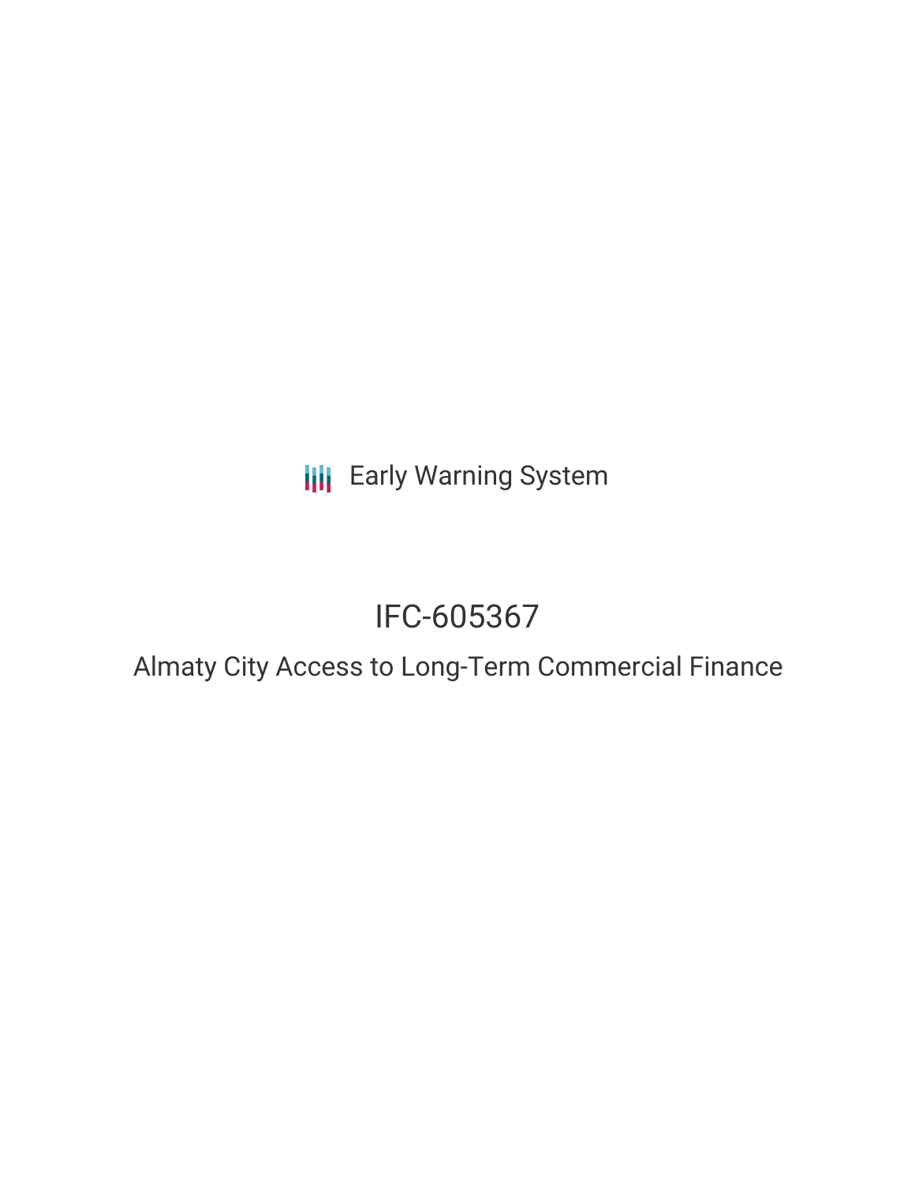Early Warning System

# IFC-605367

## Almaty City Access to Long-Term Commercial Finance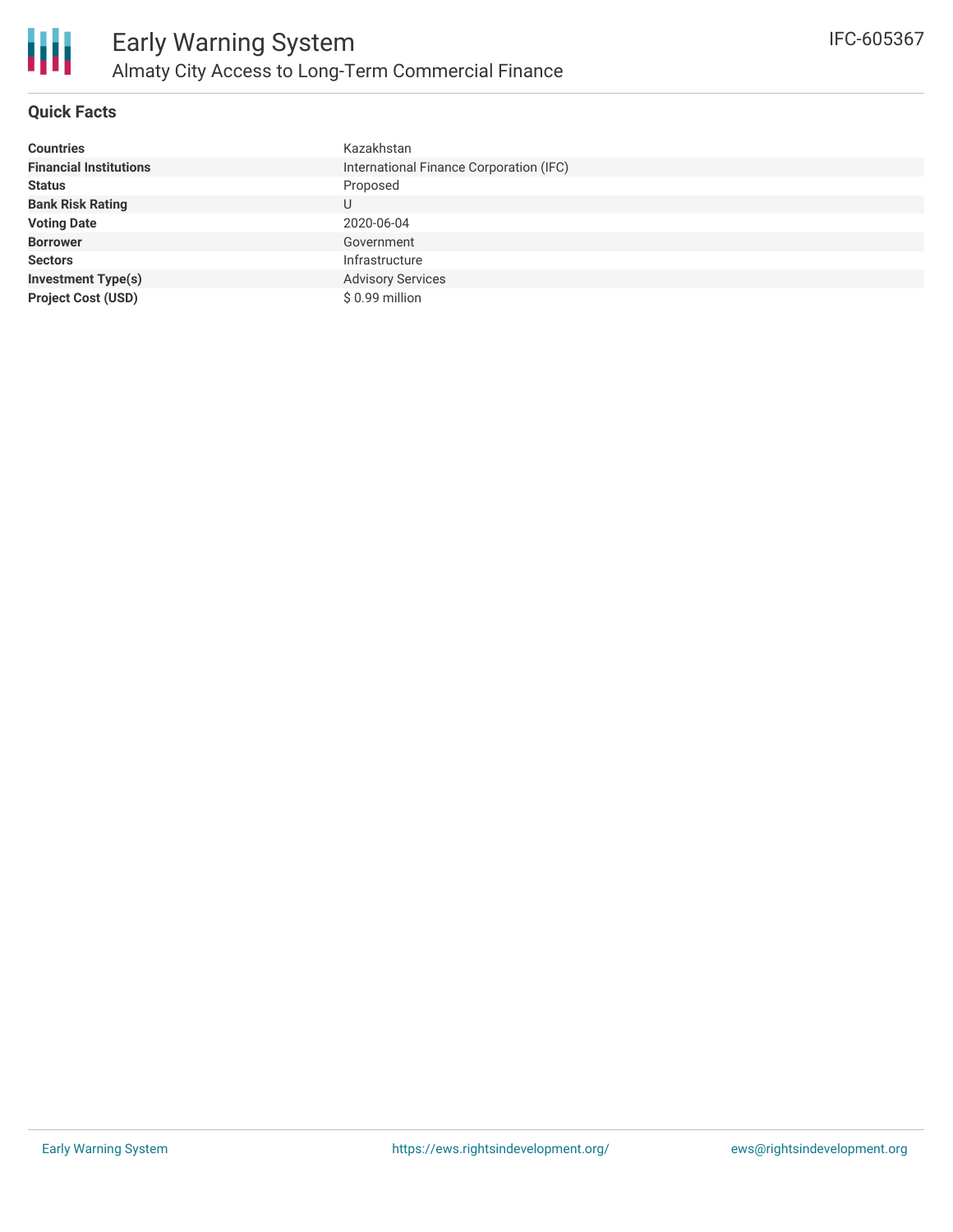# Early Warning System

## Almaty City Access to Long-Term Commercial Finance

IFC-605367

### Quick Facts

| | |
|---|---|
| **Countries** | Kazakhstan |
| **Financial Institutions** | International Finance Corporation (IFC) |
| **Status** | Proposed |
| **Bank Risk Rating** | U |
| **Voting Date** | 2020-06-04 |
| **Borrower** | Government |
| **Sectors** | Infrastructure |
| **Investment Type(s)** | Advisory Services |
| **Project Cost (USD)** | $ 0.99 million |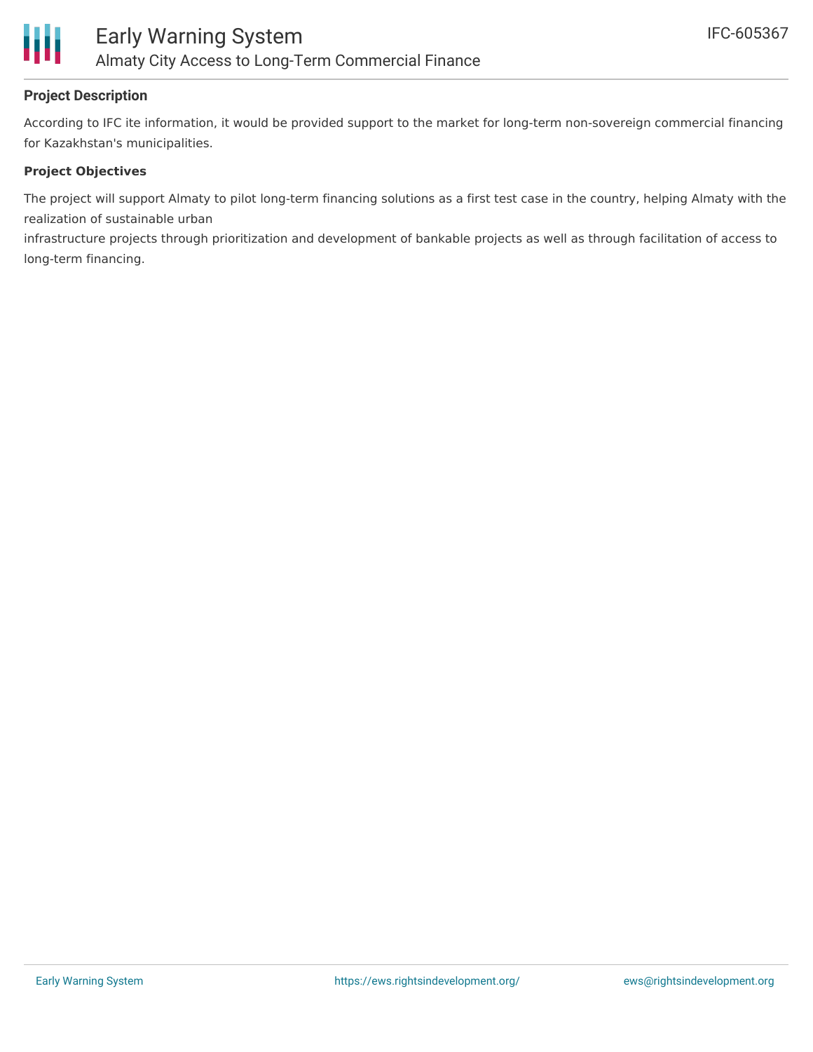## Project Description

According to IFC ite information, it would be provided support to the market for long-term non-sovereign commercial financing for Kazakhstan's municipalities.

## Project Objectives

The project will support Almaty to pilot long-term financing solutions as a first test case in the country, helping Almaty with the realization of sustainable urban infrastructure projects through prioritization and development of bankable projects as well as through facilitation of access to long-term financing.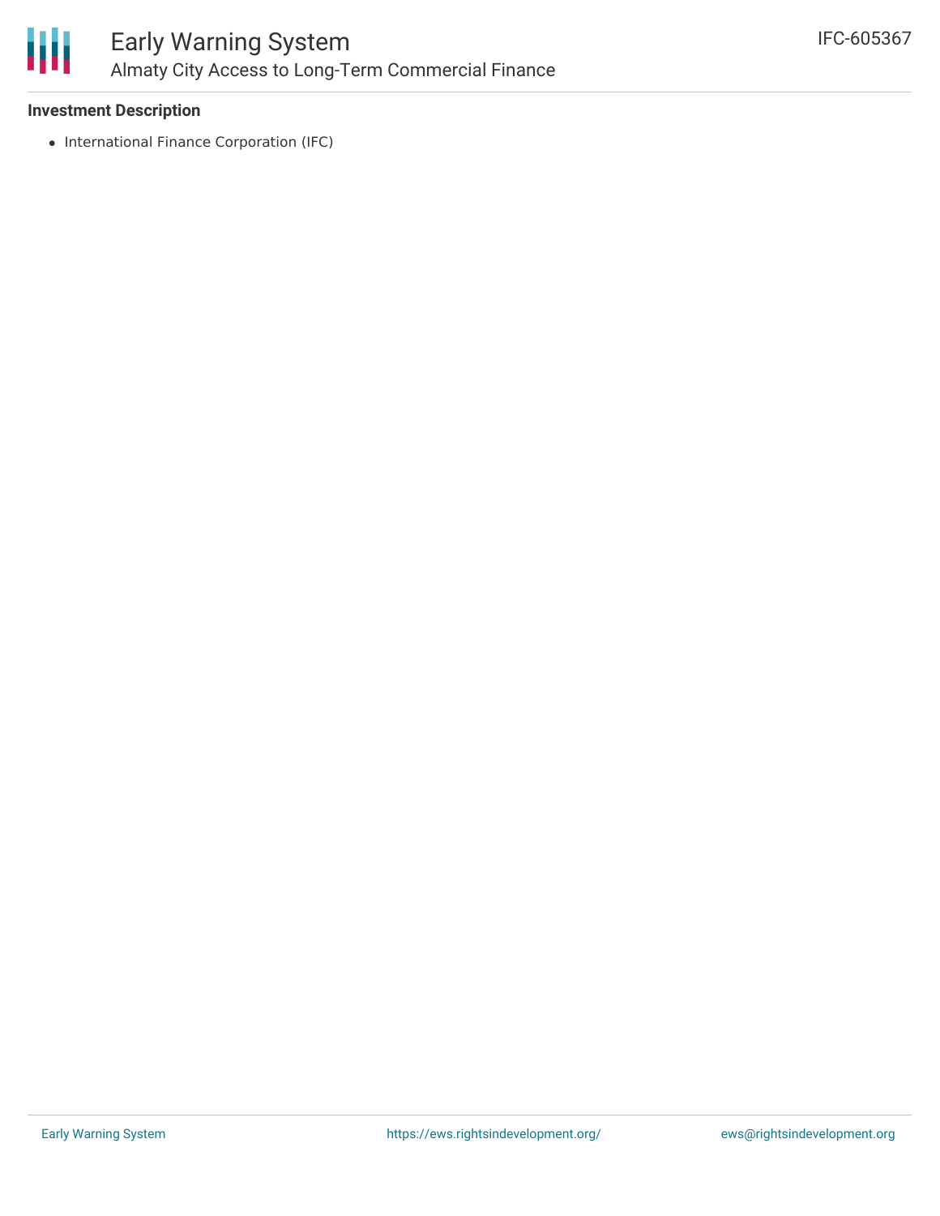**Investment Description**

- International Finance Corporation (IFC)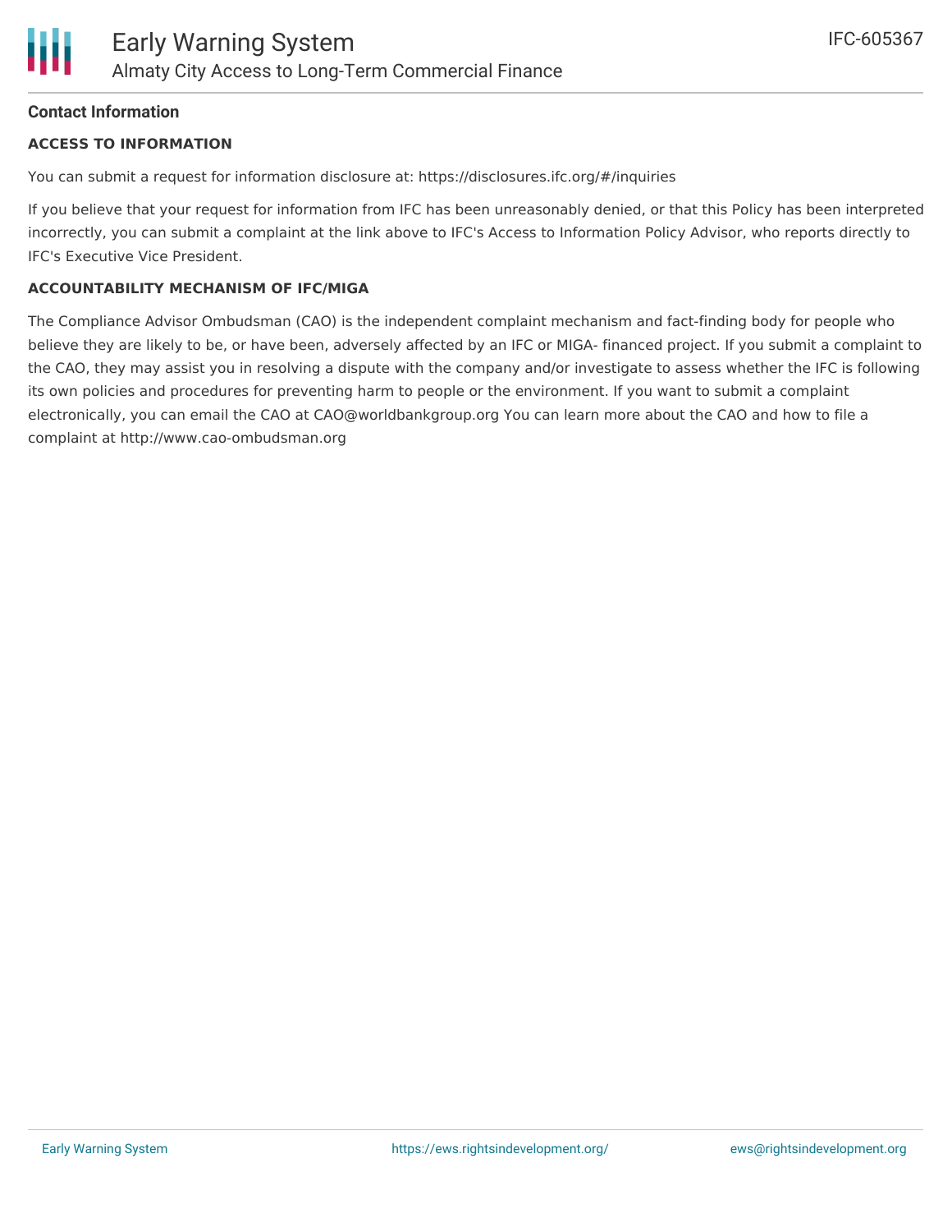## Contact Information

### ACCESS TO INFORMATION

You can submit a request for information disclosure at: https://disclosures.ifc.org/#/inquiries

If you believe that your request for information from IFC has been unreasonably denied, or that this Policy has been interpreted incorrectly, you can submit a complaint at the link above to IFC's Access to Information Policy Advisor, who reports directly to IFC's Executive Vice President.

### ACCOUNTABILITY MECHANISM OF IFC/MIGA

The Compliance Advisor Ombudsman (CAO) is the independent complaint mechanism and fact-finding body for people who believe they are likely to be, or have been, adversely affected by an IFC or MIGA- financed project. If you submit a complaint to the CAO, they may assist you in resolving a dispute with the company and/or investigate to assess whether the IFC is following its own policies and procedures for preventing harm to people or the environment. If you want to submit a complaint electronically, you can email the CAO at CAO@worldbankgroup.org You can learn more about the CAO and how to file a complaint at http://www.cao-ombudsman.org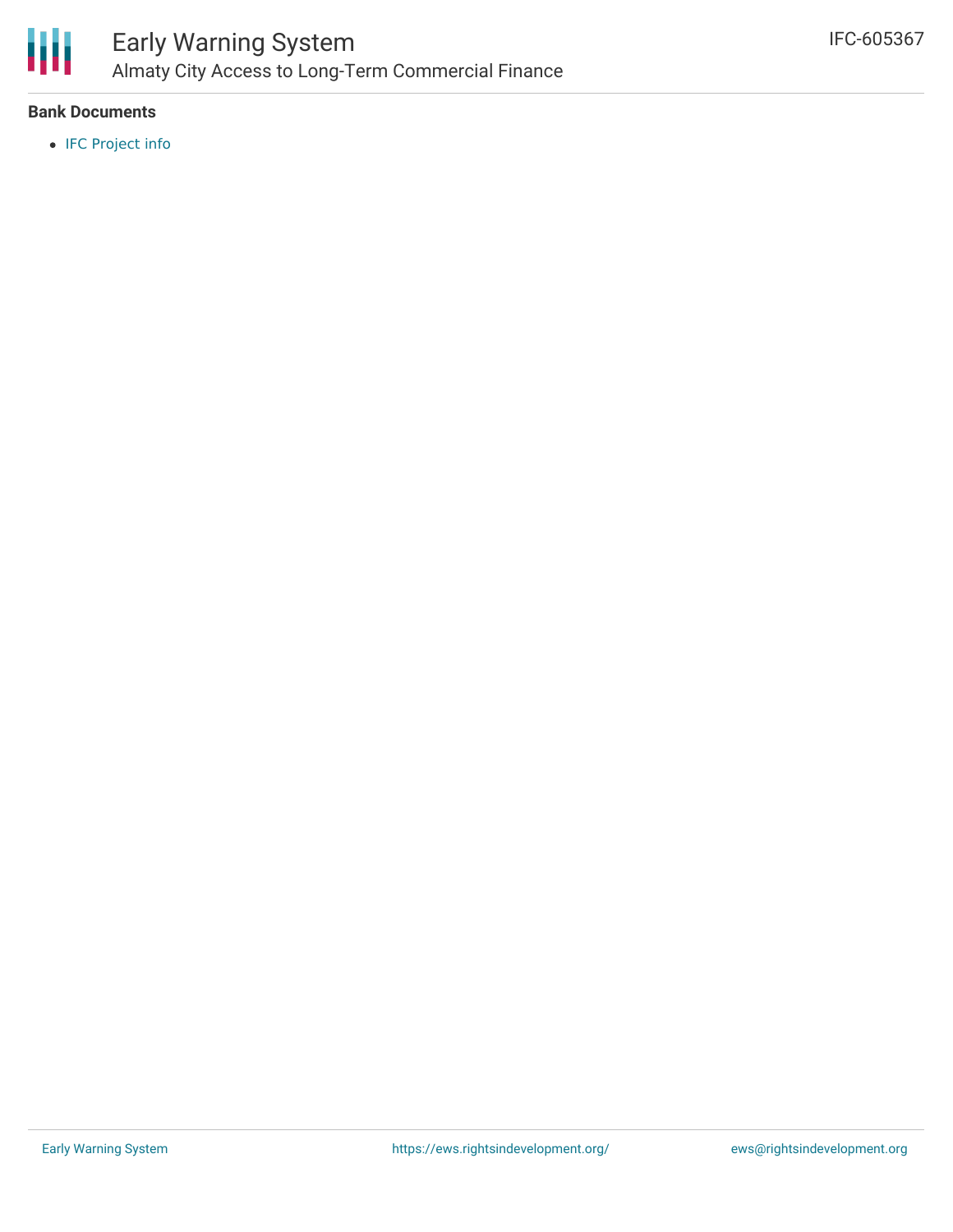**Bank Documents**

- IFC Project info